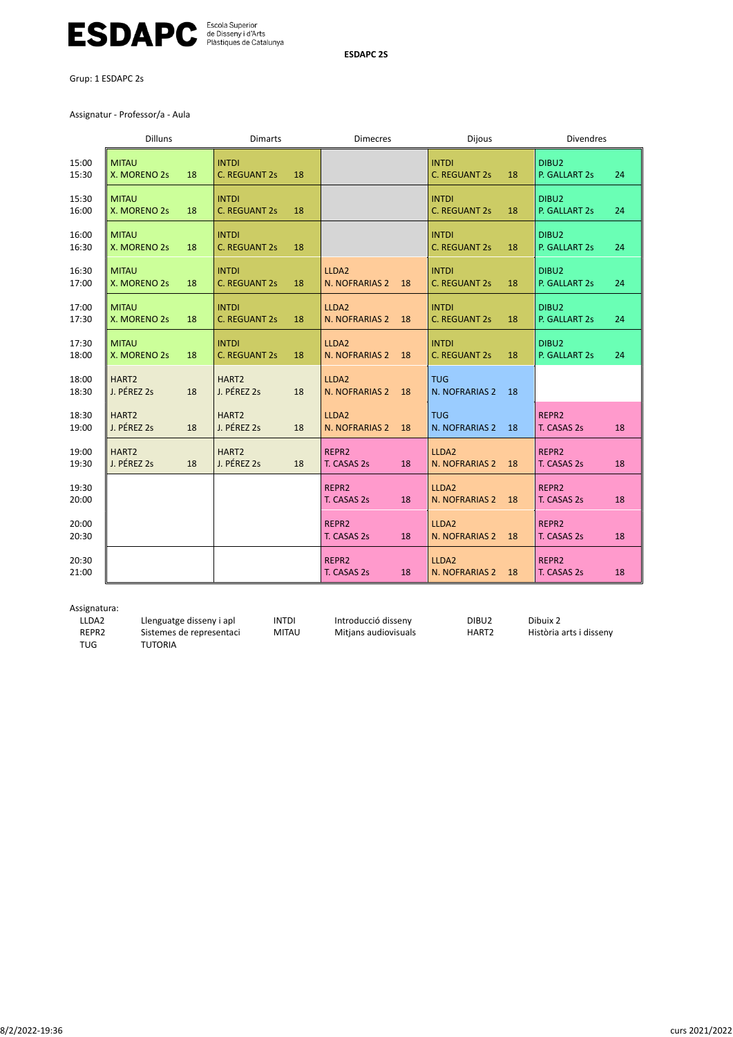ESDAPC Escola Superior de Disseny i d'Arts Plàstiques de Catalunya

**ESDAPC 2S**

Grup: 1 ESDAPC 2s

Assignatur - Professor/a - Aula

| | Dilluns | Dimarts | Dimecres | Dijous | Divendres |
|---|---|---|---|---|---|
| 15:00 15:30 | MITAU X. MORENO 2s 18 | INTDI C. REGUANT 2s 18 | | INTDI C. REGUANT 2s 18 | DIBU2 P. GALLART 2s 24 |
| 15:30 16:00 | MITAU X. MORENO 2s 18 | INTDI C. REGUANT 2s 18 | | INTDI C. REGUANT 2s 18 | DIBU2 P. GALLART 2s 24 |
| 16:00 16:30 | MITAU X. MORENO 2s 18 | INTDI C. REGUANT 2s 18 | | INTDI C. REGUANT 2s 18 | DIBU2 P. GALLART 2s 24 |
| 16:30 17:00 | MITAU X. MORENO 2s 18 | INTDI C. REGUANT 2s 18 | LLDA2 N. NOFRARIAS 2 18 | INTDI C. REGUANT 2s 18 | DIBU2 P. GALLART 2s 24 |
| 17:00 17:30 | MITAU X. MORENO 2s 18 | INTDI C. REGUANT 2s 18 | LLDA2 N. NOFRARIAS 2 18 | INTDI C. REGUANT 2s 18 | DIBU2 P. GALLART 2s 24 |
| 17:30 18:00 | MITAU X. MORENO 2s 18 | INTDI C. REGUANT 2s 18 | LLDA2 N. NOFRARIAS 2 18 | INTDI C. REGUANT 2s 18 | DIBU2 P. GALLART 2s 24 |
| 18:00 18:30 | HART2 J. PÉREZ 2s 18 | HART2 J. PÉREZ 2s 18 | LLDA2 N. NOFRARIAS 2 18 | TUG N. NOFRARIAS 2 18 | |
| 18:30 19:00 | HART2 J. PÉREZ 2s 18 | HART2 J. PÉREZ 2s 18 | LLDA2 N. NOFRARIAS 2 18 | TUG N. NOFRARIAS 2 18 | REPR2 T. CASAS 2s 18 |
| 19:00 19:30 | HART2 J. PÉREZ 2s 18 | HART2 J. PÉREZ 2s 18 | REPR2 T. CASAS 2s 18 | LLDA2 N. NOFRARIAS 2 18 | REPR2 T. CASAS 2s 18 |
| 19:30 20:00 | | | REPR2 T. CASAS 2s 18 | LLDA2 N. NOFRARIAS 2 18 | REPR2 T. CASAS 2s 18 |
| 20:00 20:30 | | | REPR2 T. CASAS 2s 18 | LLDA2 N. NOFRARIAS 2 18 | REPR2 T. CASAS 2s 18 |
| 20:30 21:00 | | | REPR2 T. CASAS 2s 18 | LLDA2 N. NOFRARIAS 2 18 | REPR2 T. CASAS 2s 18 |

Assignatura:

| | | | | | |
|---|---|---|---|---|---|
| LLDA2 | Llenguatge disseny i apl | INTDI | Introducció disseny | DIBU2 | Dibuix 2 |
| REPR2 | Sistemes de representaci | MITAU | Mitjans audiovisuals | HART2 | Història arts i disseny |
| TUG | TUTORIA | | | | |

8/2/2022-19:36 curs 2021/2022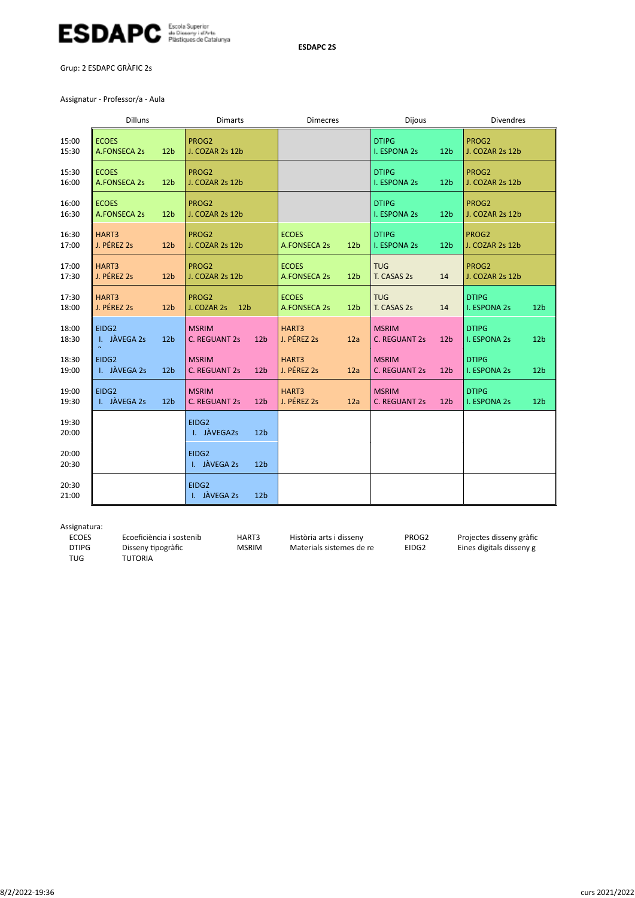**ESDAPC 2S**

Grup: 2 ESDAPC GRÀFIC 2s

Assignatur - Professor/a - Aula

| | Dilluns | Dimarts | Dimecres | Dijous | Divendres |
|---|---|---|---|---|---|
| 15:00 15:30 | ECOES A.FONSECA 2s 12b | PROG2 J. COZAR 2s 12b | | DTIPG I. ESPONA 2s 12b | PROG2 J. COZAR 2s 12b |
| 15:30 16:00 | ECOES A.FONSECA 2s 12b | PROG2 J. COZAR 2s 12b | | DTIPG I. ESPONA 2s 12b | PROG2 J. COZAR 2s 12b |
| 16:00 16:30 | ECOES A.FONSECA 2s 12b | PROG2 J. COZAR 2s 12b | | DTIPG I. ESPONA 2s 12b | PROG2 J. COZAR 2s 12b |
| 16:30 17:00 | HART3 J. PÉREZ 2s 12b | PROG2 J. COZAR 2s 12b | ECOES A.FONSECA 2s 12b | DTIPG I. ESPONA 2s 12b | PROG2 J. COZAR 2s 12b |
| 17:00 17:30 | HART3 J. PÉREZ 2s 12b | PROG2 J. COZAR 2s 12b | ECOES A.FONSECA 2s 12b | TUG T. CASAS 2s 14 | PROG2 J. COZAR 2s 12b |
| 17:30 18:00 | HART3 J. PÉREZ 2s 12b | PROG2 J. COZAR 2s 12b | ECOES A.FONSECA 2s 12b | TUG T. CASAS 2s 14 | DTIPG I. ESPONA 2s 12b |
| 18:00 18:30 | EIDG2 I. JÀVEGA 2s 12b | MSRIM C. REGUANT 2s 12b | HART3 J. PÉREZ 2s 12a | MSRIM C. REGUANT 2s 12b | DTIPG I. ESPONA 2s 12b |
| 18:30 19:00 | EIDG2 I. JÀVEGA 2s 12b | MSRIM C. REGUANT 2s 12b | HART3 J. PÉREZ 2s 12a | MSRIM C. REGUANT 2s 12b | DTIPG I. ESPONA 2s 12b |
| 19:00 19:30 | EIDG2 I. JÀVEGA 2s 12b | MSRIM C. REGUANT 2s 12b | HART3 J. PÉREZ 2s 12a | MSRIM C. REGUANT 2s 12b | DTIPG I. ESPONA 2s 12b |
| 19:30 20:00 | | EIDG2 I. JÀVEGA2s 12b | | | |
| 20:00 20:30 | | EIDG2 I. JÀVEGA 2s 12b | | | |
| 20:30 21:00 | | EIDG2 I. JÀVEGA 2s 12b | | | |

Assignatura:

| | | | | | |
|---|---|---|---|---|---|
| ECOES | Ecoeficiència i sostenib | HART3 | Història arts i disseny | PROG2 | Projectes disseny gràfic |
| DTIPG | Disseny tipogràfic | MSRIM | Materials sistemes de re | EIDG2 | Eines digitals disseny g |
| TUG | TUTORIA | | | | |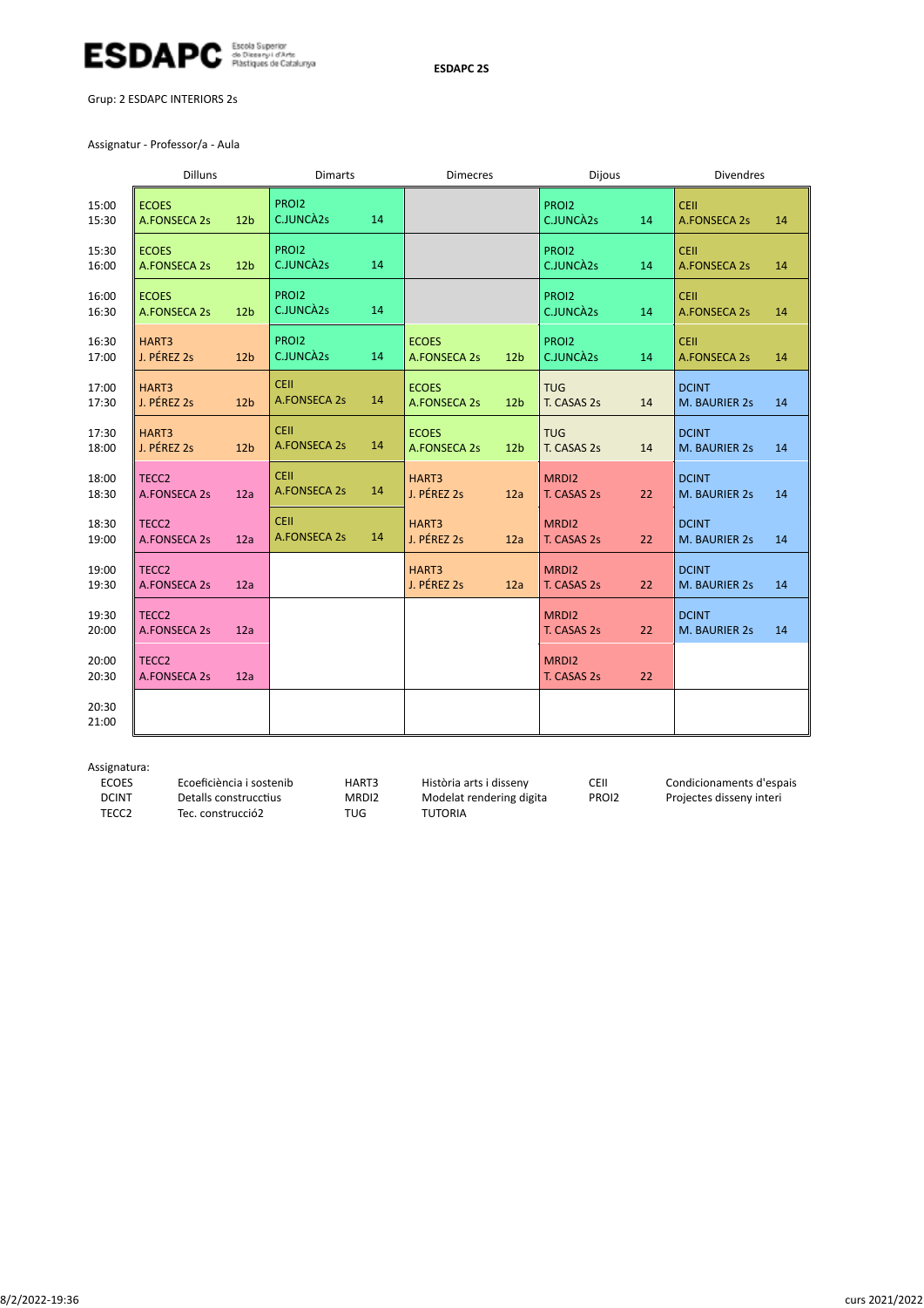**ESDAPC** Escola Superior de Disseny i d'Arts Plàstiques de Catalunya

**ESDAPC 2S**

Grup: 2 ESDAPC INTERIORS 2s

Assignatur - Professor/a - Aula

| | Dilluns | Dimarts | Dimecres | Dijous | Divendres |
|---|---|---|---|---|---|
| 15:00 15:30 | ECOES A.FONSECA 2s 12b | PROI2 C.JUNCÀ2s 14 | | PROI2 C.JUNCÀ2s 14 | CEII A.FONSECA 2s 14 |
| 15:30 16:00 | ECOES A.FONSECA 2s 12b | PROI2 C.JUNCÀ2s 14 | | PROI2 C.JUNCÀ2s 14 | CEII A.FONSECA 2s 14 |
| 16:00 16:30 | ECOES A.FONSECA 2s 12b | PROI2 C.JUNCÀ2s 14 | | PROI2 C.JUNCÀ2s 14 | CEII A.FONSECA 2s 14 |
| 16:30 17:00 | HART3 J. PÉREZ 2s 12b | PROI2 C.JUNCÀ2s 14 | ECOES A.FONSECA 2s 12b | PROI2 C.JUNCÀ2s 14 | CEII A.FONSECA 2s 14 |
| 17:00 17:30 | HART3 J. PÉREZ 2s 12b | CEII A.FONSECA 2s 14 | ECOES A.FONSECA 2s 12b | TUG T. CASAS 2s 14 | DCINT M. BAURIER 2s 14 |
| 17:30 18:00 | HART3 J. PÉREZ 2s 12b | CEII A.FONSECA 2s 14 | ECOES A.FONSECA 2s 12b | TUG T. CASAS 2s 14 | DCINT M. BAURIER 2s 14 |
| 18:00 18:30 | TECC2 A.FONSECA 2s 12a | CEII A.FONSECA 2s 14 | HART3 J. PÉREZ 2s 12a | MRDI2 T. CASAS 2s 22 | DCINT M. BAURIER 2s 14 |
| 18:30 19:00 | TECC2 A.FONSECA 2s 12a | CEII A.FONSECA 2s 14 | HART3 J. PÉREZ 2s 12a | MRDI2 T. CASAS 2s 22 | DCINT M. BAURIER 2s 14 |
| 19:00 19:30 | TECC2 A.FONSECA 2s 12a | | HART3 J. PÉREZ 2s 12a | MRDI2 T. CASAS 2s 22 | DCINT M. BAURIER 2s 14 |
| 19:30 20:00 | TECC2 A.FONSECA 2s 12a | | | MRDI2 T. CASAS 2s 22 | DCINT M. BAURIER 2s 14 |
| 20:00 20:30 | TECC2 A.FONSECA 2s 12a | | | MRDI2 T. CASAS 2s 22 | |
| 20:30 21:00 | | | | | |

Assignatura:

| | | | | | |
|---|---|---|---|---|---|
| ECOES | Ecoeficiència i sostenib | HART3 | Història arts i disseny | CEII | Condicionaments d'espais |
| DCINT | Detalls construcctius | MRDI2 | Modelat rendering digita | PROI2 | Projectes disseny interi |
| TECC2 | Tec. construcció2 | TUG | TUTORIA | | |

8/2/2022-19:36 curs 2021/2022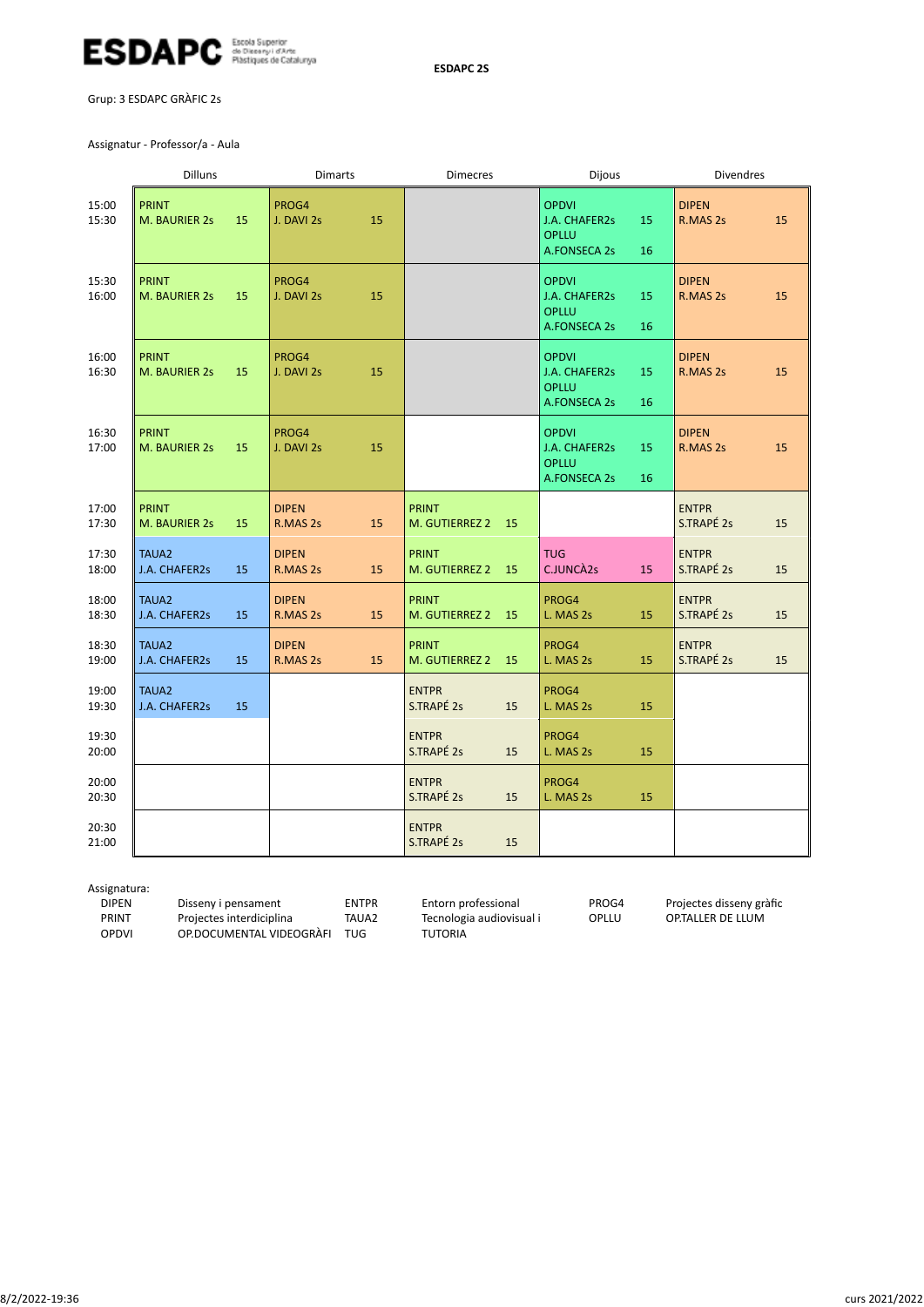**ESDAPC 2S**

Grup: 3 ESDAPC GRÀFIC 2s

Assignatur - Professor/a - Aula

| | Dilluns | Dimarts | Dimecres | Dijous | Divendres |
|---|---|---|---|---|---|
| 15:00 15:30 | PRINT M. BAURIER 2s 15 | PROG4 J. DAVI 2s 15 | | OPDVI J.A. CHAFER2s 15 OPLLU A.FONSECA 2s 16 | DIPEN R.MAS 2s 15 |
| 15:30 16:00 | PRINT M. BAURIER 2s 15 | PROG4 J. DAVI 2s 15 | | OPDVI J.A. CHAFER2s 15 OPLLU A.FONSECA 2s 16 | DIPEN R.MAS 2s 15 |
| 16:00 16:30 | PRINT M. BAURIER 2s 15 | PROG4 J. DAVI 2s 15 | | OPDVI J.A. CHAFER2s 15 OPLLU A.FONSECA 2s 16 | DIPEN R.MAS 2s 15 |
| 16:30 17:00 | PRINT M. BAURIER 2s 15 | PROG4 J. DAVI 2s 15 | | OPDVI J.A. CHAFER2s 15 OPLLU A.FONSECA 2s 16 | DIPEN R.MAS 2s 15 |
| 17:00 17:30 | PRINT M. BAURIER 2s 15 | DIPEN R.MAS 2s 15 | PRINT M. GUTIERREZ 2 15 | | ENTPR S.TRAPÉ 2s 15 |
| 17:30 18:00 | TAUA2 J.A. CHAFER2s 15 | DIPEN R.MAS 2s 15 | PRINT M. GUTIERREZ 2 15 | TUG C.JUNCÀ2s 15 | ENTPR S.TRAPÉ 2s 15 |
| 18:00 18:30 | TAUA2 J.A. CHAFER2s 15 | DIPEN R.MAS 2s 15 | PRINT M. GUTIERREZ 2 15 | PROG4 L. MAS 2s 15 | ENTPR S.TRAPÉ 2s 15 |
| 18:30 19:00 | TAUA2 J.A. CHAFER2s 15 | DIPEN R.MAS 2s 15 | PRINT M. GUTIERREZ 2 15 | PROG4 L. MAS 2s 15 | ENTPR S.TRAPÉ 2s 15 |
| 19:00 19:30 | TAUA2 J.A. CHAFER2s 15 | | ENTPR S.TRAPÉ 2s 15 | PROG4 L. MAS 2s 15 | |
| 19:30 20:00 | | | ENTPR S.TRAPÉ 2s 15 | PROG4 L. MAS 2s 15 | |
| 20:00 20:30 | | | ENTPR S.TRAPÉ 2s 15 | PROG4 L. MAS 2s 15 | |
| 20:30 21:00 | | | ENTPR S.TRAPÉ 2s 15 | | |

Assignatura:

| | | | | | |
|---|---|---|---|---|---|
| DIPEN | Disseny i pensament | ENTPR | Entorn professional | PROG4 | Projectes disseny gràfic |
| PRINT | Projectes interdiciplina | TAUA2 | Tecnologia audiovisual i | OPLLU | OP.TALLER DE LLUM |
| OPDVI | OP.DOCUMENTAL VIDEOGRÀFI | TUG | TUTORIA | | |

8/2/2022-19:36 curs 2021/2022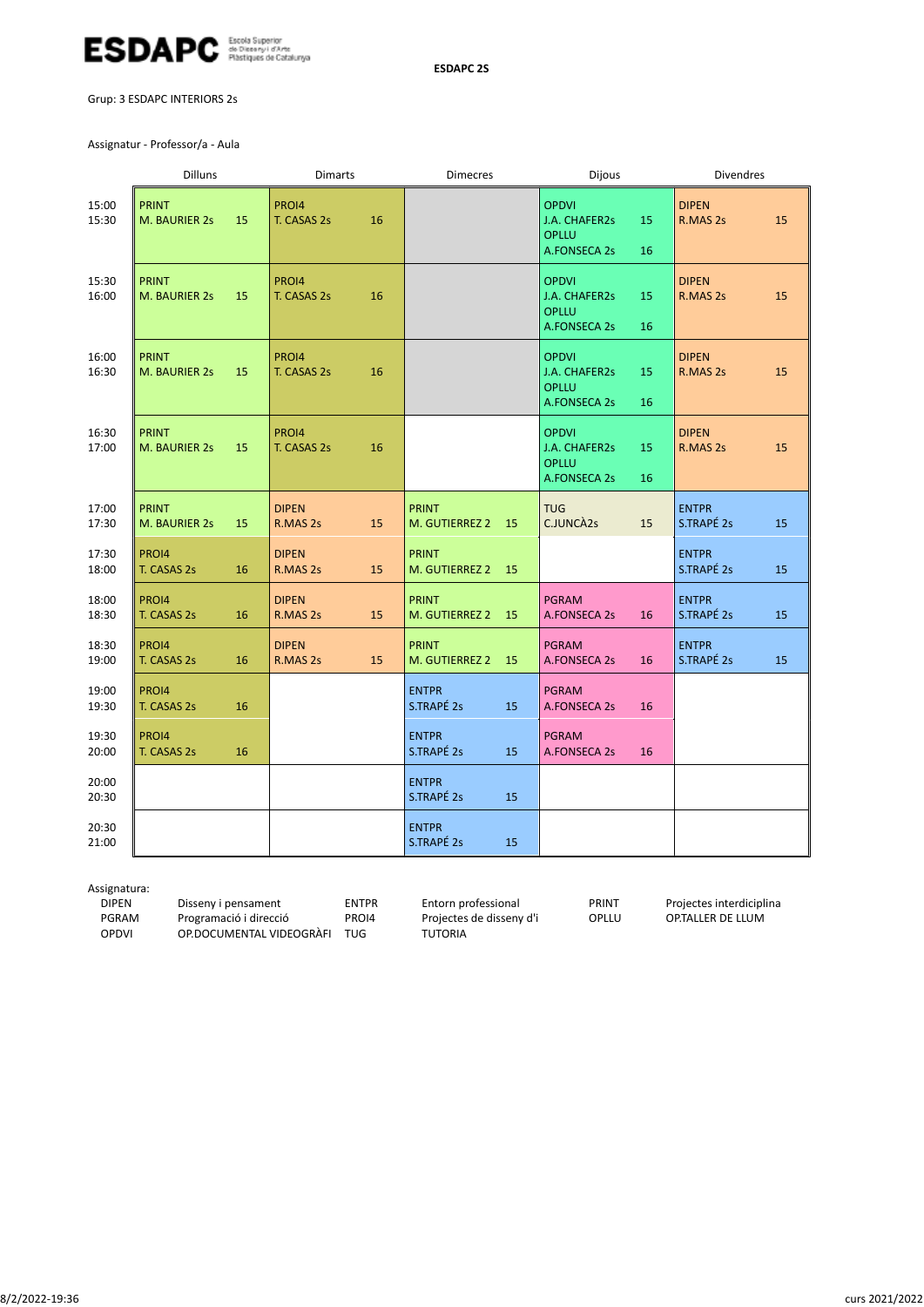**ESDAPC 2S**

Grup: 3 ESDAPC INTERIORS 2s

Assignatur - Professor/a - Aula

| | Dilluns | Dimarts | Dimecres | Dijous | Divendres |
|---|---|---|---|---|---|
| 15:00 15:30 | PRINT M. BAURIER 2s 15 | PROI4 T. CASAS 2s 16 | | OPDVI J.A. CHAFER2s 15 OPLLU A.FONSECA 2s 16 | DIPEN R.MAS 2s 15 |
| 15:30 16:00 | PRINT M. BAURIER 2s 15 | PROI4 T. CASAS 2s 16 | | OPDVI J.A. CHAFER2s 15 OPLLU A.FONSECA 2s 16 | DIPEN R.MAS 2s 15 |
| 16:00 16:30 | PRINT M. BAURIER 2s 15 | PROI4 T. CASAS 2s 16 | | OPDVI J.A. CHAFER2s 15 OPLLU A.FONSECA 2s 16 | DIPEN R.MAS 2s 15 |
| 16:30 17:00 | PRINT M. BAURIER 2s 15 | PROI4 T. CASAS 2s 16 | | OPDVI J.A. CHAFER2s 15 OPLLU A.FONSECA 2s 16 | DIPEN R.MAS 2s 15 |
| 17:00 17:30 | PRINT M. BAURIER 2s 15 | DIPEN R.MAS 2s 15 | PRINT M. GUTIERREZ 2 15 | TUG C.JUNCÀ2s 15 | ENTPR S.TRAPÉ 2s 15 |
| 17:30 18:00 | PROI4 T. CASAS 2s 16 | DIPEN R.MAS 2s 15 | PRINT M. GUTIERREZ 2 15 | | ENTPR S.TRAPÉ 2s 15 |
| 18:00 18:30 | PROI4 T. CASAS 2s 16 | DIPEN R.MAS 2s 15 | PRINT M. GUTIERREZ 2 15 | PGRAM A.FONSECA 2s 16 | ENTPR S.TRAPÉ 2s 15 |
| 18:30 19:00 | PROI4 T. CASAS 2s 16 | DIPEN R.MAS 2s 15 | PRINT M. GUTIERREZ 2 15 | PGRAM A.FONSECA 2s 16 | ENTPR S.TRAPÉ 2s 15 |
| 19:00 19:30 | PROI4 T. CASAS 2s 16 | | ENTPR S.TRAPÉ 2s 15 | PGRAM A.FONSECA 2s 16 | |
| 19:30 20:00 | PROI4 T. CASAS 2s 16 | | ENTPR S.TRAPÉ 2s 15 | PGRAM A.FONSECA 2s 16 | |
| 20:00 20:30 | | | ENTPR S.TRAPÉ 2s 15 | | |
| 20:30 21:00 | | | ENTPR S.TRAPÉ 2s 15 | | |

Assignatura:

| | | | | | |
|---|---|---|---|---|---|
| DIPEN | Disseny i pensament | ENTPR | Entorn professional | PRINT | Projectes interdiciplina |
| PGRAM | Programació i direcció | PROI4 | Projectes de disseny d'i | OPLLU | OP.TALLER DE LLUM |
| OPDVI | OP.DOCUMENTAL VIDEOGRÀFI | TUG | TUTORIA | | |

8/2/2022-19:36 curs 2021/2022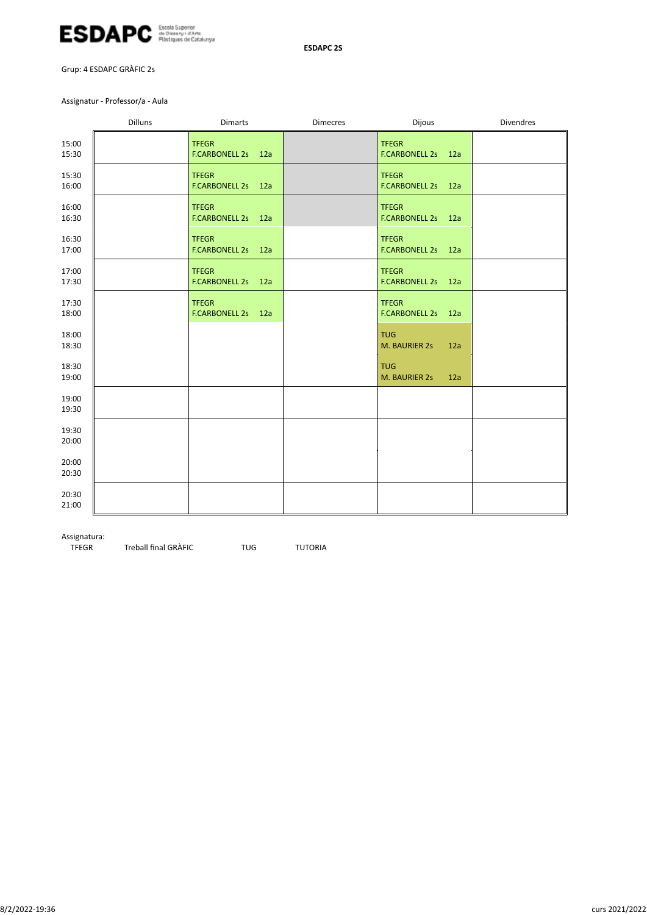**ESDAPC 2S**

Grup: 4 ESDAPC GRÀFIC 2s

Assignatur - Professor/a - Aula

| | Dilluns | Dimarts | Dimecres | Dijous | Divendres |
|---|---|---|---|---|---|
| 15:00 15:30 | | TFEGR F.CARBONELL 2s 12a | | TFEGR F.CARBONELL 2s 12a | |
| 15:30 16:00 | | TFEGR F.CARBONELL 2s 12a | | TFEGR F.CARBONELL 2s 12a | |
| 16:00 16:30 | | TFEGR F.CARBONELL 2s 12a | | TFEGR F.CARBONELL 2s 12a | |
| 16:30 17:00 | | TFEGR F.CARBONELL 2s 12a | | TFEGR F.CARBONELL 2s 12a | |
| 17:00 17:30 | | TFEGR F.CARBONELL 2s 12a | | TFEGR F.CARBONELL 2s 12a | |
| 17:30 18:00 | | TFEGR F.CARBONELL 2s 12a | | TFEGR F.CARBONELL 2s 12a | |
| 18:00 18:30 | | | | TUG M. BAURIER 2s 12a | |
| 18:30 19:00 | | | | TUG M. BAURIER 2s 12a | |
| 19:00 19:30 | | | | | |
| 19:30 20:00 | | | | | |
| 20:00 20:30 | | | | | |
| 20:30 21:00 | | | | | |

Assignatura:

| | | | |
|---|---|---|---|
| TFEGR | Treball final GRÀFIC | TUG | TUTORIA |

8/2/2022-19:36 curs 2021/2022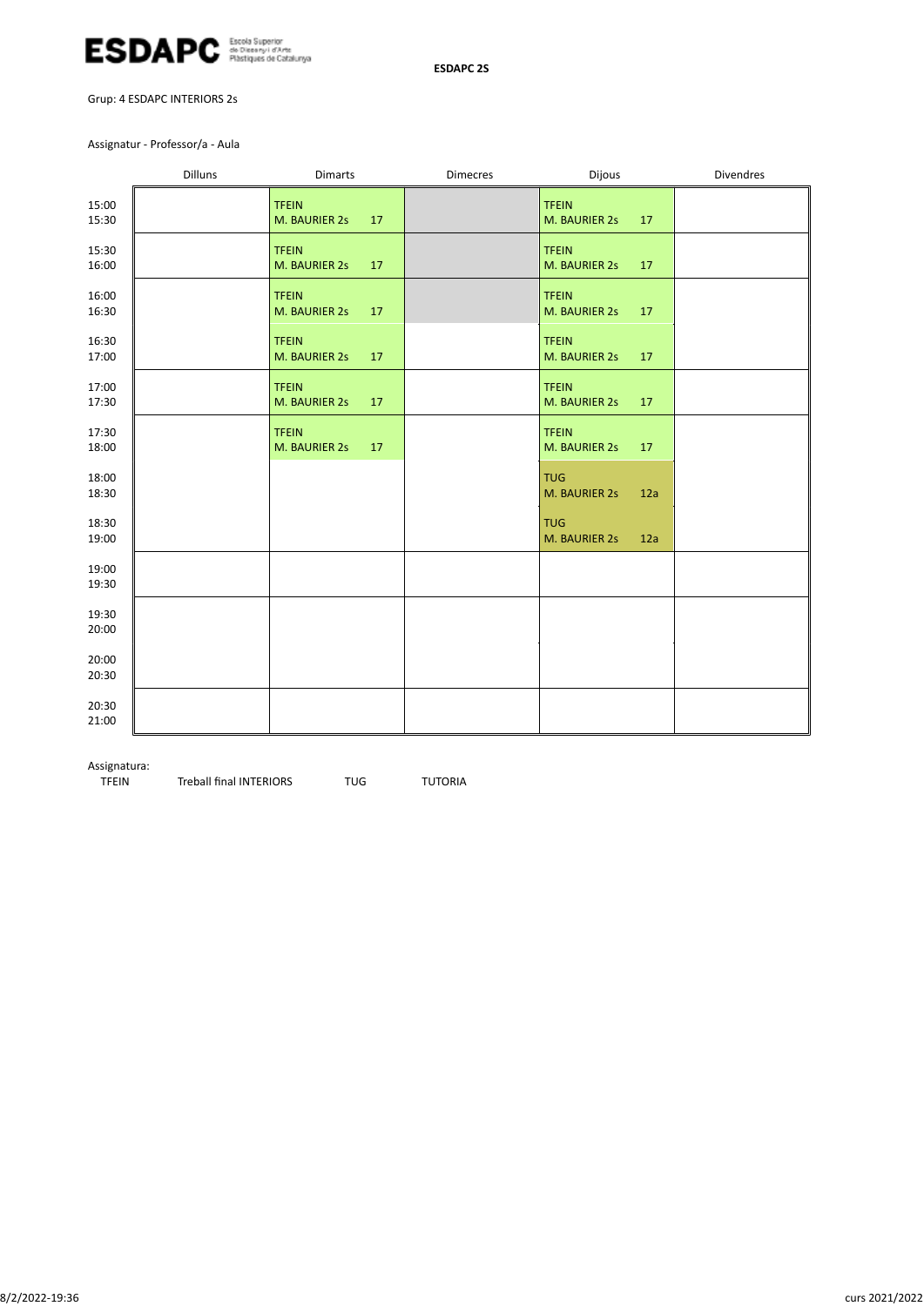**ESDAPC 2S**

Grup: 4 ESDAPC INTERIORS 2s

Assignatur - Professor/a - Aula

| | Dilluns | Dimarts | Dimecres | Dijous | Divendres |
|---|---|---|---|---|---|
| 15:00 15:30 | | TFEIN M. BAURIER 2s 17 | | TFEIN M. BAURIER 2s 17 | |
| 15:30 16:00 | | TFEIN M. BAURIER 2s 17 | | TFEIN M. BAURIER 2s 17 | |
| 16:00 16:30 | | TFEIN M. BAURIER 2s 17 | | TFEIN M. BAURIER 2s 17 | |
| 16:30 17:00 | | TFEIN M. BAURIER 2s 17 | | TFEIN M. BAURIER 2s 17 | |
| 17:00 17:30 | | TFEIN M. BAURIER 2s 17 | | TFEIN M. BAURIER 2s 17 | |
| 17:30 18:00 | | TFEIN M. BAURIER 2s 17 | | TFEIN M. BAURIER 2s 17 | |
| 18:00 18:30 | | | | TUG M. BAURIER 2s 12a | |
| 18:30 19:00 | | | | TUG M. BAURIER 2s 12a | |
| 19:00 19:30 | | | | | |
| 19:30 20:00 | | | | | |
| 20:00 20:30 | | | | | |
| 20:30 21:00 | | | | | |

Assignatura:

| | | | |
|---|---|---|---|
| TFEIN | Treball final INTERIORS | TUG | TUTORIA |

8/2/2022-19:36 curs 2021/2022